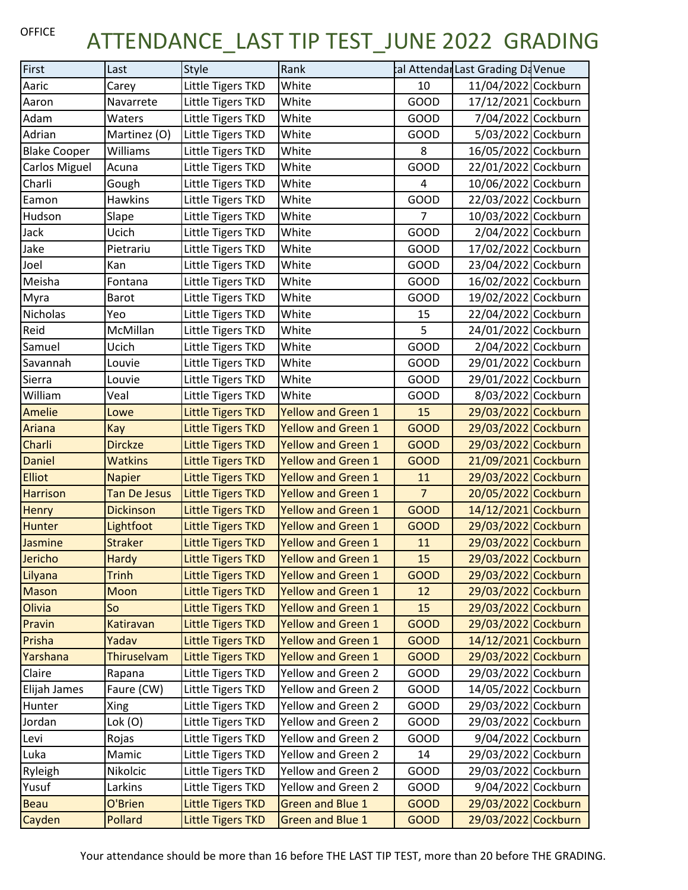OFFICE

# ATTENDANCE_LAST TIP TEST_JUNE 2022 GRADING

| First | Last | Style | Rank | tal Attendar | Last Grading Da | Venue |
|---|---|---|---|---|---|---|
| Aaric | Carey | Little Tigers TKD | White | 10 | 11/04/2022 | Cockburn |
| Aaron | Navarrete | Little Tigers TKD | White | GOOD | 17/12/2021 | Cockburn |
| Adam | Waters | Little Tigers TKD | White | GOOD | 7/04/2022 | Cockburn |
| Adrian | Martinez (O) | Little Tigers TKD | White | GOOD | 5/03/2022 | Cockburn |
| Blake Cooper | Williams | Little Tigers TKD | White | 8 | 16/05/2022 | Cockburn |
| Carlos Miguel | Acuna | Little Tigers TKD | White | GOOD | 22/01/2022 | Cockburn |
| Charli | Gough | Little Tigers TKD | White | 4 | 10/06/2022 | Cockburn |
| Eamon | Hawkins | Little Tigers TKD | White | GOOD | 22/03/2022 | Cockburn |
| Hudson | Slape | Little Tigers TKD | White | 7 | 10/03/2022 | Cockburn |
| Jack | Ucich | Little Tigers TKD | White | GOOD | 2/04/2022 | Cockburn |
| Jake | Pietrariu | Little Tigers TKD | White | GOOD | 17/02/2022 | Cockburn |
| Joel | Kan | Little Tigers TKD | White | GOOD | 23/04/2022 | Cockburn |
| Meisha | Fontana | Little Tigers TKD | White | GOOD | 16/02/2022 | Cockburn |
| Myra | Barot | Little Tigers TKD | White | GOOD | 19/02/2022 | Cockburn |
| Nicholas | Yeo | Little Tigers TKD | White | 15 | 22/04/2022 | Cockburn |
| Reid | McMillan | Little Tigers TKD | White | 5 | 24/01/2022 | Cockburn |
| Samuel | Ucich | Little Tigers TKD | White | GOOD | 2/04/2022 | Cockburn |
| Savannah | Louvie | Little Tigers TKD | White | GOOD | 29/01/2022 | Cockburn |
| Sierra | Louvie | Little Tigers TKD | White | GOOD | 29/01/2022 | Cockburn |
| William | Veal | Little Tigers TKD | White | GOOD | 8/03/2022 | Cockburn |
| Amelie | Lowe | Little Tigers TKD | Yellow and Green 1 | 15 | 29/03/2022 | Cockburn |
| Ariana | Kay | Little Tigers TKD | Yellow and Green 1 | GOOD | 29/03/2022 | Cockburn |
| Charli | Dirckze | Little Tigers TKD | Yellow and Green 1 | GOOD | 29/03/2022 | Cockburn |
| Daniel | Watkins | Little Tigers TKD | Yellow and Green 1 | GOOD | 21/09/2021 | Cockburn |
| Elliot | Napier | Little Tigers TKD | Yellow and Green 1 | 11 | 29/03/2022 | Cockburn |
| Harrison | Tan De Jesus | Little Tigers TKD | Yellow and Green 1 | 7 | 20/05/2022 | Cockburn |
| Henry | Dickinson | Little Tigers TKD | Yellow and Green 1 | GOOD | 14/12/2021 | Cockburn |
| Hunter | Lightfoot | Little Tigers TKD | Yellow and Green 1 | GOOD | 29/03/2022 | Cockburn |
| Jasmine | Straker | Little Tigers TKD | Yellow and Green 1 | 11 | 29/03/2022 | Cockburn |
| Jericho | Hardy | Little Tigers TKD | Yellow and Green 1 | 15 | 29/03/2022 | Cockburn |
| Lilyana | Trinh | Little Tigers TKD | Yellow and Green 1 | GOOD | 29/03/2022 | Cockburn |
| Mason | Moon | Little Tigers TKD | Yellow and Green 1 | 12 | 29/03/2022 | Cockburn |
| Olivia | So | Little Tigers TKD | Yellow and Green 1 | 15 | 29/03/2022 | Cockburn |
| Pravin | Katiravan | Little Tigers TKD | Yellow and Green 1 | GOOD | 29/03/2022 | Cockburn |
| Prisha | Yadav | Little Tigers TKD | Yellow and Green 1 | GOOD | 14/12/2021 | Cockburn |
| Yarshana | Thiruselvam | Little Tigers TKD | Yellow and Green 1 | GOOD | 29/03/2022 | Cockburn |
| Claire | Rapana | Little Tigers TKD | Yellow and Green 2 | GOOD | 29/03/2022 | Cockburn |
| Elijah James | Faure (CW) | Little Tigers TKD | Yellow and Green 2 | GOOD | 14/05/2022 | Cockburn |
| Hunter | Xing | Little Tigers TKD | Yellow and Green 2 | GOOD | 29/03/2022 | Cockburn |
| Jordan | Lok (O) | Little Tigers TKD | Yellow and Green 2 | GOOD | 29/03/2022 | Cockburn |
| Levi | Rojas | Little Tigers TKD | Yellow and Green 2 | GOOD | 9/04/2022 | Cockburn |
| Luka | Mamic | Little Tigers TKD | Yellow and Green 2 | 14 | 29/03/2022 | Cockburn |
| Ryleigh | Nikolcic | Little Tigers TKD | Yellow and Green 2 | GOOD | 29/03/2022 | Cockburn |
| Yusuf | Larkins | Little Tigers TKD | Yellow and Green 2 | GOOD | 9/04/2022 | Cockburn |
| Beau | O'Brien | Little Tigers TKD | Green and Blue 1 | GOOD | 29/03/2022 | Cockburn |
| Cayden | Pollard | Little Tigers TKD | Green and Blue 1 | GOOD | 29/03/2022 | Cockburn |

Your attendance should be more than 16 before THE LAST TIP TEST, more than 20 before THE GRADING.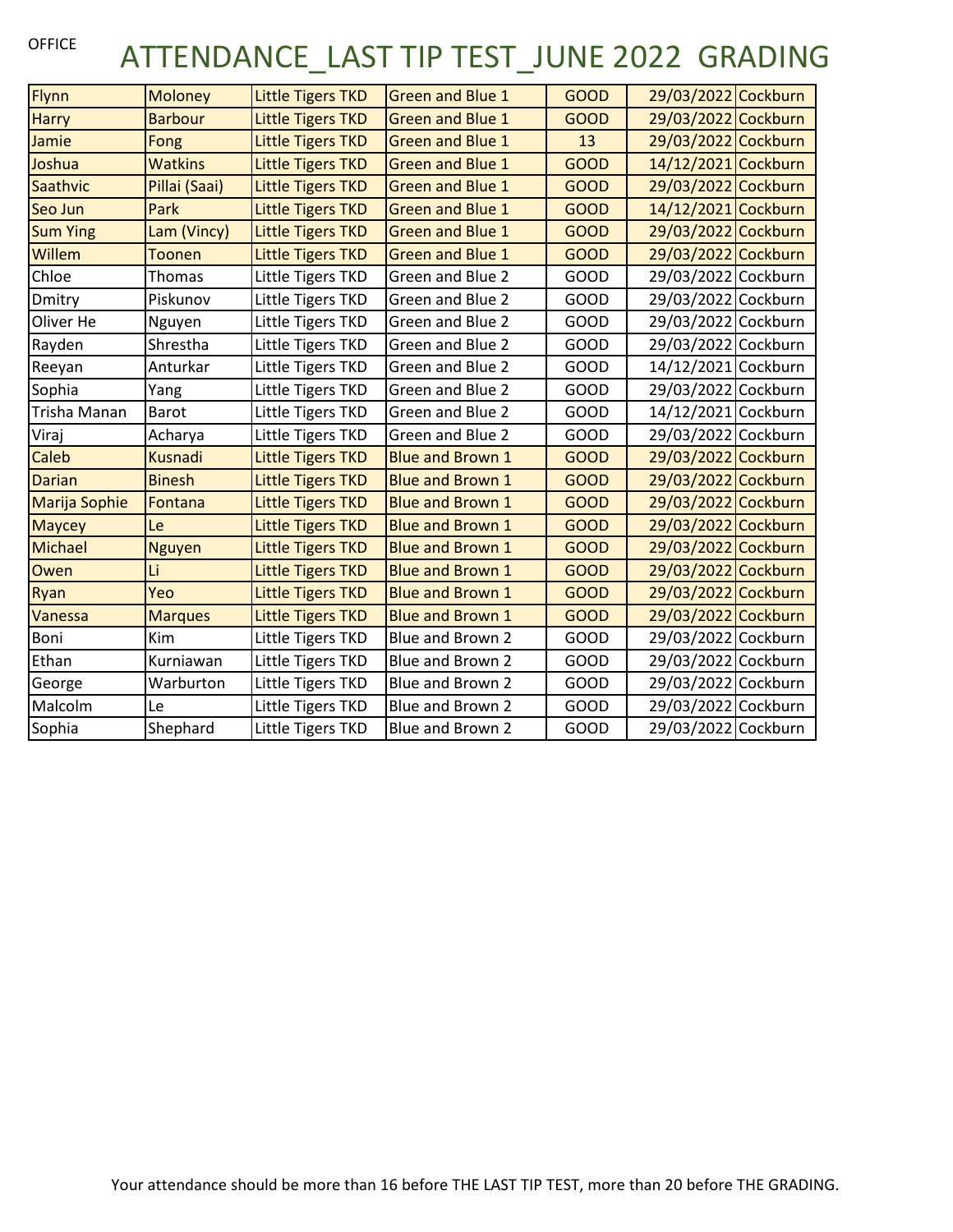OFFICE

# ATTENDANCE_LAST TIP TEST_JUNE 2022 GRADING

| | | | | | | |
|---|---|---|---|---|---|---|
| Flynn | Moloney | Little Tigers TKD | Green and Blue 1 | GOOD | 29/03/2022 | Cockburn |
| Harry | Barbour | Little Tigers TKD | Green and Blue 1 | GOOD | 29/03/2022 | Cockburn |
| Jamie | Fong | Little Tigers TKD | Green and Blue 1 | 13 | 29/03/2022 | Cockburn |
| Joshua | Watkins | Little Tigers TKD | Green and Blue 1 | GOOD | 14/12/2021 | Cockburn |
| Saathvic | Pillai (Saai) | Little Tigers TKD | Green and Blue 1 | GOOD | 29/03/2022 | Cockburn |
| Seo Jun | Park | Little Tigers TKD | Green and Blue 1 | GOOD | 14/12/2021 | Cockburn |
| Sum Ying | Lam (Vincy) | Little Tigers TKD | Green and Blue 1 | GOOD | 29/03/2022 | Cockburn |
| Willem | Toonen | Little Tigers TKD | Green and Blue 1 | GOOD | 29/03/2022 | Cockburn |
| Chloe | Thomas | Little Tigers TKD | Green and Blue 2 | GOOD | 29/03/2022 | Cockburn |
| Dmitry | Piskunov | Little Tigers TKD | Green and Blue 2 | GOOD | 29/03/2022 | Cockburn |
| Oliver He | Nguyen | Little Tigers TKD | Green and Blue 2 | GOOD | 29/03/2022 | Cockburn |
| Rayden | Shrestha | Little Tigers TKD | Green and Blue 2 | GOOD | 29/03/2022 | Cockburn |
| Reeyan | Anturkar | Little Tigers TKD | Green and Blue 2 | GOOD | 14/12/2021 | Cockburn |
| Sophia | Yang | Little Tigers TKD | Green and Blue 2 | GOOD | 29/03/2022 | Cockburn |
| Trisha Manan | Barot | Little Tigers TKD | Green and Blue 2 | GOOD | 14/12/2021 | Cockburn |
| Viraj | Acharya | Little Tigers TKD | Green and Blue 2 | GOOD | 29/03/2022 | Cockburn |
| Caleb | Kusnadi | Little Tigers TKD | Blue and Brown 1 | GOOD | 29/03/2022 | Cockburn |
| Darian | Binesh | Little Tigers TKD | Blue and Brown 1 | GOOD | 29/03/2022 | Cockburn |
| Marija Sophie | Fontana | Little Tigers TKD | Blue and Brown 1 | GOOD | 29/03/2022 | Cockburn |
| Maycey | Le | Little Tigers TKD | Blue and Brown 1 | GOOD | 29/03/2022 | Cockburn |
| Michael | Nguyen | Little Tigers TKD | Blue and Brown 1 | GOOD | 29/03/2022 | Cockburn |
| Owen | Li | Little Tigers TKD | Blue and Brown 1 | GOOD | 29/03/2022 | Cockburn |
| Ryan | Yeo | Little Tigers TKD | Blue and Brown 1 | GOOD | 29/03/2022 | Cockburn |
| Vanessa | Marques | Little Tigers TKD | Blue and Brown 1 | GOOD | 29/03/2022 | Cockburn |
| Boni | Kim | Little Tigers TKD | Blue and Brown 2 | GOOD | 29/03/2022 | Cockburn |
| Ethan | Kurniawan | Little Tigers TKD | Blue and Brown 2 | GOOD | 29/03/2022 | Cockburn |
| George | Warburton | Little Tigers TKD | Blue and Brown 2 | GOOD | 29/03/2022 | Cockburn |
| Malcolm | Le | Little Tigers TKD | Blue and Brown 2 | GOOD | 29/03/2022 | Cockburn |
| Sophia | Shephard | Little Tigers TKD | Blue and Brown 2 | GOOD | 29/03/2022 | Cockburn |

Your attendance should be more than 16 before THE LAST TIP TEST, more than 20 before THE GRADING.